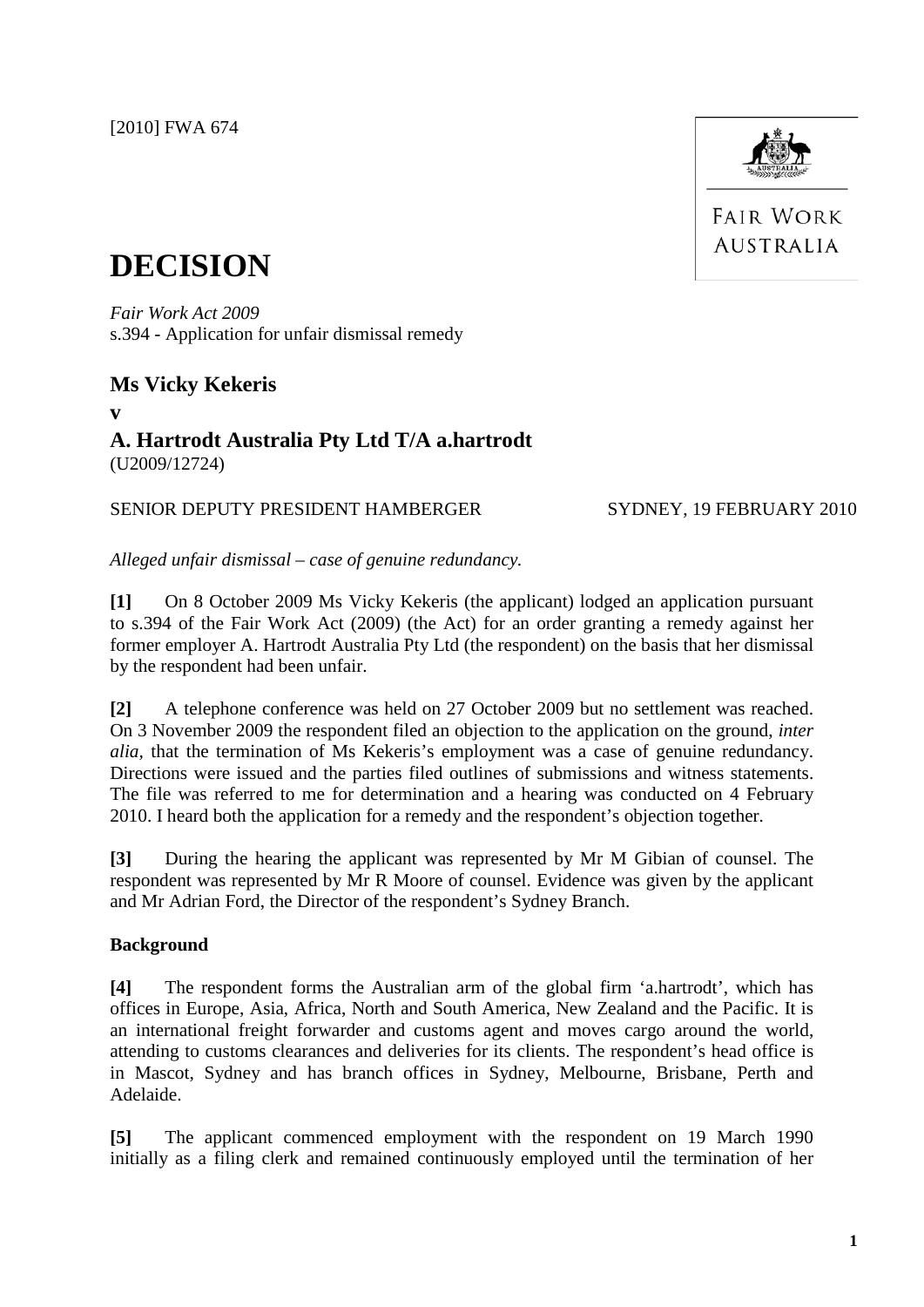[2010] FWA 674

FAIR WORK AUSTRALIA

# DECISION

*Fair Work Act 2009*
s.394 - Application for unfair dismissal remedy

## Ms Vicky Kekeris

**v**

## A. Hartrodt Australia Pty Ltd T/A a.hartrodt

(U2009/12724)

SENIOR DEPUTY PRESIDENT HAMBERGER SYDNEY, 19 FEBRUARY 2010

*Alleged unfair dismissal – case of genuine redundancy.*

**[1]** On 8 October 2009 Ms Vicky Kekeris (the applicant) lodged an application pursuant to s.394 of the Fair Work Act (2009) (the Act) for an order granting a remedy against her former employer A. Hartrodt Australia Pty Ltd (the respondent) on the basis that her dismissal by the respondent had been unfair.

**[2]** A telephone conference was held on 27 October 2009 but no settlement was reached. On 3 November 2009 the respondent filed an objection to the application on the ground, *inter alia*, that the termination of Ms Kekeris's employment was a case of genuine redundancy. Directions were issued and the parties filed outlines of submissions and witness statements. The file was referred to me for determination and a hearing was conducted on 4 February 2010. I heard both the application for a remedy and the respondent's objection together.

**[3]** During the hearing the applicant was represented by Mr M Gibian of counsel. The respondent was represented by Mr R Moore of counsel. Evidence was given by the applicant and Mr Adrian Ford, the Director of the respondent's Sydney Branch.

### Background

**[4]** The respondent forms the Australian arm of the global firm 'a.hartrodt', which has offices in Europe, Asia, Africa, North and South America, New Zealand and the Pacific. It is an international freight forwarder and customs agent and moves cargo around the world, attending to customs clearances and deliveries for its clients. The respondent's head office is in Mascot, Sydney and has branch offices in Sydney, Melbourne, Brisbane, Perth and Adelaide.

**[5]** The applicant commenced employment with the respondent on 19 March 1990 initially as a filing clerk and remained continuously employed until the termination of her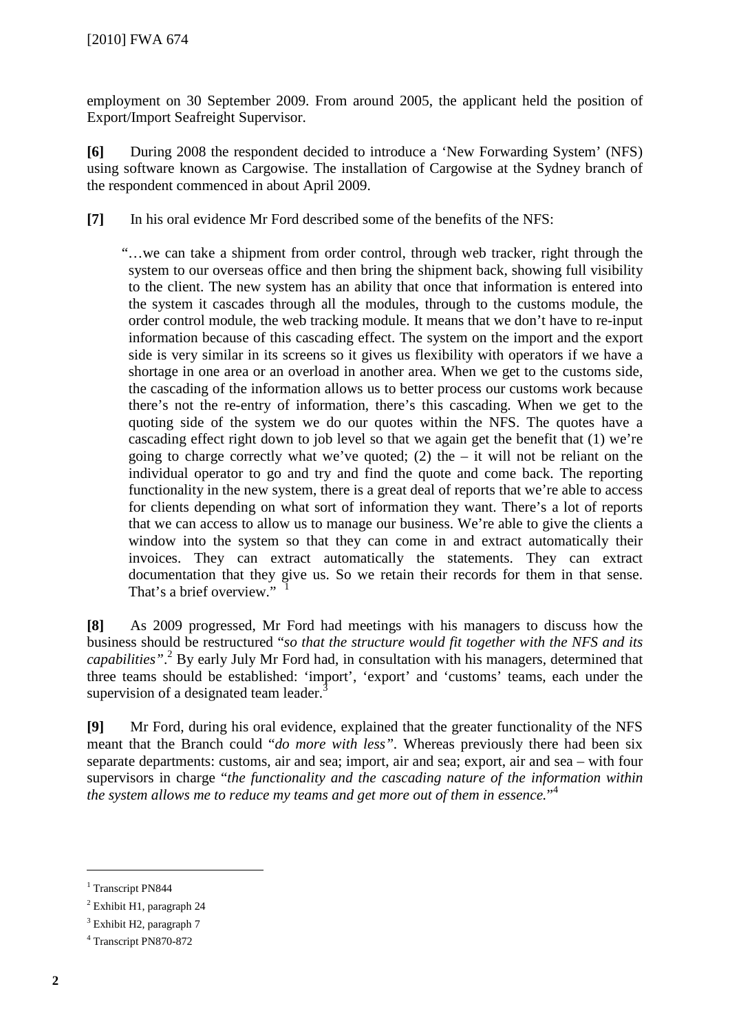employment on 30 September 2009. From around 2005, the applicant held the position of Export/Import Seafreight Supervisor.

**[6]** During 2008 the respondent decided to introduce a 'New Forwarding System' (NFS) using software known as Cargowise. The installation of Cargowise at the Sydney branch of the respondent commenced in about April 2009.

**[7]** In his oral evidence Mr Ford described some of the benefits of the NFS:

> "…we can take a shipment from order control, through web tracker, right through the system to our overseas office and then bring the shipment back, showing full visibility to the client. The new system has an ability that once that information is entered into the system it cascades through all the modules, through to the customs module, the order control module, the web tracking module. It means that we don't have to re-input information because of this cascading effect. The system on the import and the export side is very similar in its screens so it gives us flexibility with operators if we have a shortage in one area or an overload in another area. When we get to the customs side, the cascading of the information allows us to better process our customs work because there's not the re-entry of information, there's this cascading. When we get to the quoting side of the system we do our quotes within the NFS. The quotes have a cascading effect right down to job level so that we again get the benefit that (1) we're going to charge correctly what we've quoted; (2) the – it will not be reliant on the individual operator to go and try and find the quote and come back. The reporting functionality in the new system, there is a great deal of reports that we're able to access for clients depending on what sort of information they want. There's a lot of reports that we can access to allow us to manage our business. We're able to give the clients a window into the system so that they can come in and extract automatically their invoices. They can extract automatically the statements. They can extract documentation that they give us. So we retain their records for them in that sense. That's a brief overview." [1]

**[8]** As 2009 progressed, Mr Ford had meetings with his managers to discuss how the business should be restructured "*so that the structure would fit together with the NFS and its capabilities"*.[2] By early July Mr Ford had, in consultation with his managers, determined that three teams should be established: 'import', 'export' and 'customs' teams, each under the supervision of a designated team leader.[3]

**[9]** Mr Ford, during his oral evidence, explained that the greater functionality of the NFS meant that the Branch could "*do more with less"*. Whereas previously there had been six separate departments: customs, air and sea; import, air and sea; export, air and sea – with four supervisors in charge "*the functionality and the cascading nature of the information within the system allows me to reduce my teams and get more out of them in essence.*"[4]

---

[1] Transcript PN844

[2] Exhibit H1, paragraph 24

[3] Exhibit H2, paragraph 7

[4] Transcript PN870-872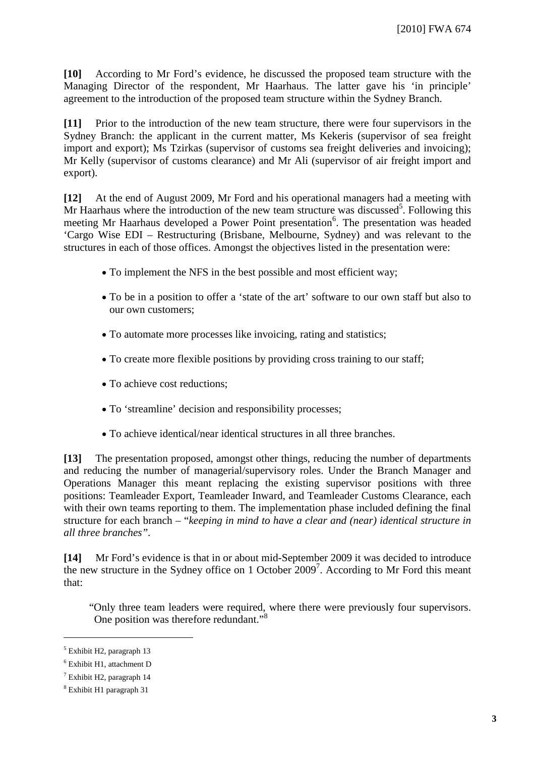**[10]** According to Mr Ford's evidence, he discussed the proposed team structure with the Managing Director of the respondent, Mr Haarhaus. The latter gave his 'in principle' agreement to the introduction of the proposed team structure within the Sydney Branch.

**[11]** Prior to the introduction of the new team structure, there were four supervisors in the Sydney Branch: the applicant in the current matter, Ms Kekeris (supervisor of sea freight import and export); Ms Tzirkas (supervisor of customs sea freight deliveries and invoicing); Mr Kelly (supervisor of customs clearance) and Mr Ali (supervisor of air freight import and export).

**[12]** At the end of August 2009, Mr Ford and his operational managers had a meeting with Mr Haarhaus where the introduction of the new team structure was discussed[5]. Following this meeting Mr Haarhaus developed a Power Point presentation[6]. The presentation was headed 'Cargo Wise EDI – Restructuring (Brisbane, Melbourne, Sydney) and was relevant to the structures in each of those offices. Amongst the objectives listed in the presentation were:

- To implement the NFS in the best possible and most efficient way;
- To be in a position to offer a 'state of the art' software to our own staff but also to our own customers;
- To automate more processes like invoicing, rating and statistics;
- To create more flexible positions by providing cross training to our staff;
- To achieve cost reductions;
- To 'streamline' decision and responsibility processes;
- To achieve identical/near identical structures in all three branches.

**[13]** The presentation proposed, amongst other things, reducing the number of departments and reducing the number of managerial/supervisory roles. Under the Branch Manager and Operations Manager this meant replacing the existing supervisor positions with three positions: Teamleader Export, Teamleader Inward, and Teamleader Customs Clearance, each with their own teams reporting to them. The implementation phase included defining the final structure for each branch – "*keeping in mind to have a clear and (near) identical structure in all three branches"*.

**[14]** Mr Ford's evidence is that in or about mid-September 2009 it was decided to introduce the new structure in the Sydney office on 1 October 2009[7]. According to Mr Ford this meant that:

> "Only three team leaders were required, where there were previously four supervisors. One position was therefore redundant."[8]

---

[5] Exhibit H2, paragraph 13

[6] Exhibit H1, attachment D

[7] Exhibit H2, paragraph 14

[8] Exhibit H1 paragraph 31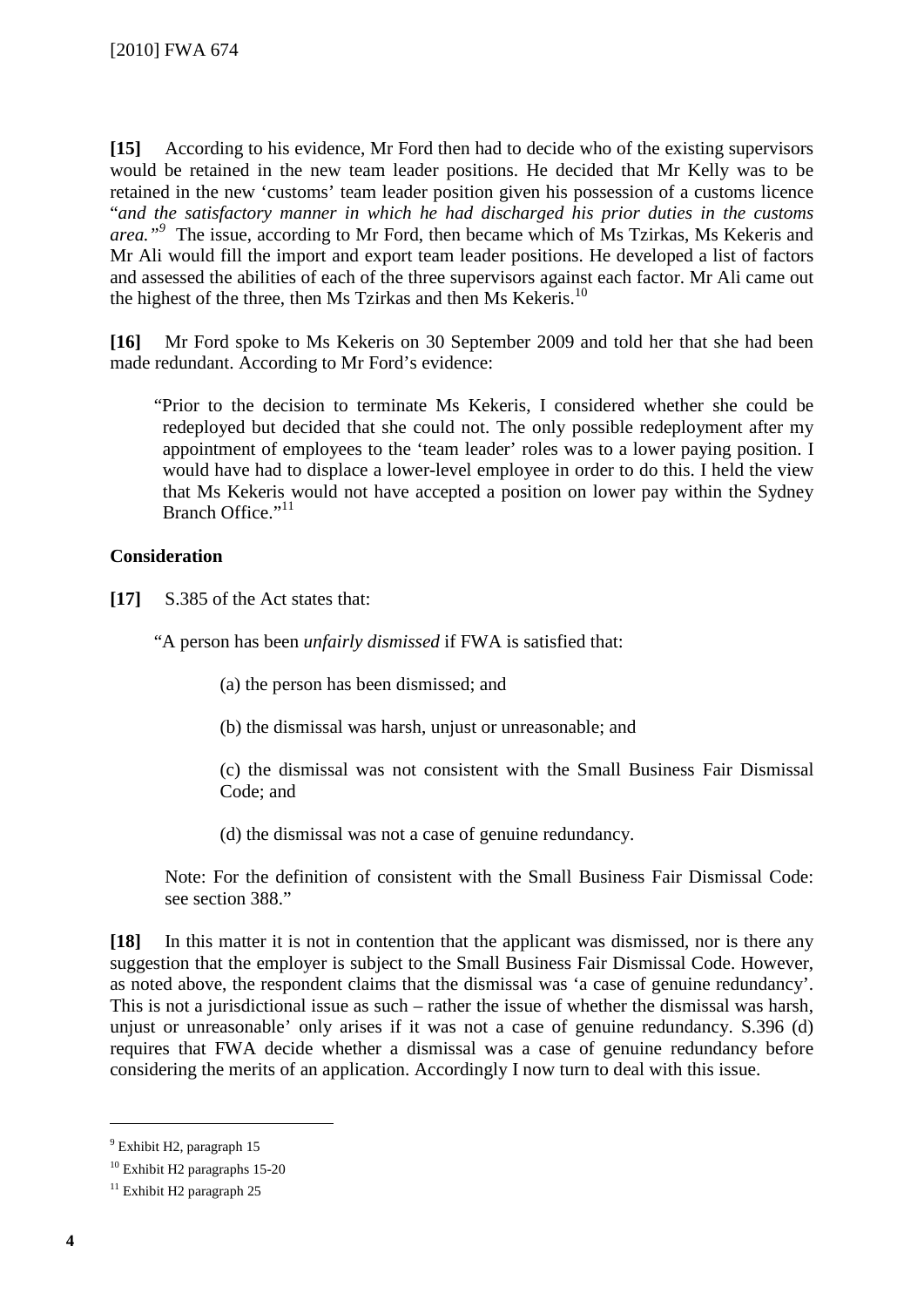**[15]** According to his evidence, Mr Ford then had to decide who of the existing supervisors would be retained in the new team leader positions. He decided that Mr Kelly was to be retained in the new 'customs' team leader position given his possession of a customs licence "*and the satisfactory manner in which he had discharged his prior duties in the customs area.*"[9] The issue, according to Mr Ford, then became which of Ms Tzirkas, Ms Kekeris and Mr Ali would fill the import and export team leader positions. He developed a list of factors and assessed the abilities of each of the three supervisors against each factor. Mr Ali came out the highest of the three, then Ms Tzirkas and then Ms Kekeris.[10]

**[16]** Mr Ford spoke to Ms Kekeris on 30 September 2009 and told her that she had been made redundant. According to Mr Ford's evidence:

> "Prior to the decision to terminate Ms Kekeris, I considered whether she could be redeployed but decided that she could not. The only possible redeployment after my appointment of employees to the 'team leader' roles was to a lower paying position. I would have had to displace a lower-level employee in order to do this. I held the view that Ms Kekeris would not have accepted a position on lower pay within the Sydney Branch Office."[11]

**Consideration**

**[17]** S.385 of the Act states that:

> "A person has been *unfairly dismissed* if FWA is satisfied that:
>
> (a) the person has been dismissed; and
>
> (b) the dismissal was harsh, unjust or unreasonable; and
>
> (c) the dismissal was not consistent with the Small Business Fair Dismissal Code; and
>
> (d) the dismissal was not a case of genuine redundancy.
>
> Note: For the definition of consistent with the Small Business Fair Dismissal Code: see section 388."

**[18]** In this matter it is not in contention that the applicant was dismissed, nor is there any suggestion that the employer is subject to the Small Business Fair Dismissal Code. However, as noted above, the respondent claims that the dismissal was 'a case of genuine redundancy'. This is not a jurisdictional issue as such – rather the issue of whether the dismissal was harsh, unjust or unreasonable' only arises if it was not a case of genuine redundancy. S.396 (d) requires that FWA decide whether a dismissal was a case of genuine redundancy before considering the merits of an application. Accordingly I now turn to deal with this issue.

---

[9] Exhibit H2, paragraph 15

[10] Exhibit H2 paragraphs 15-20

[11] Exhibit H2 paragraph 25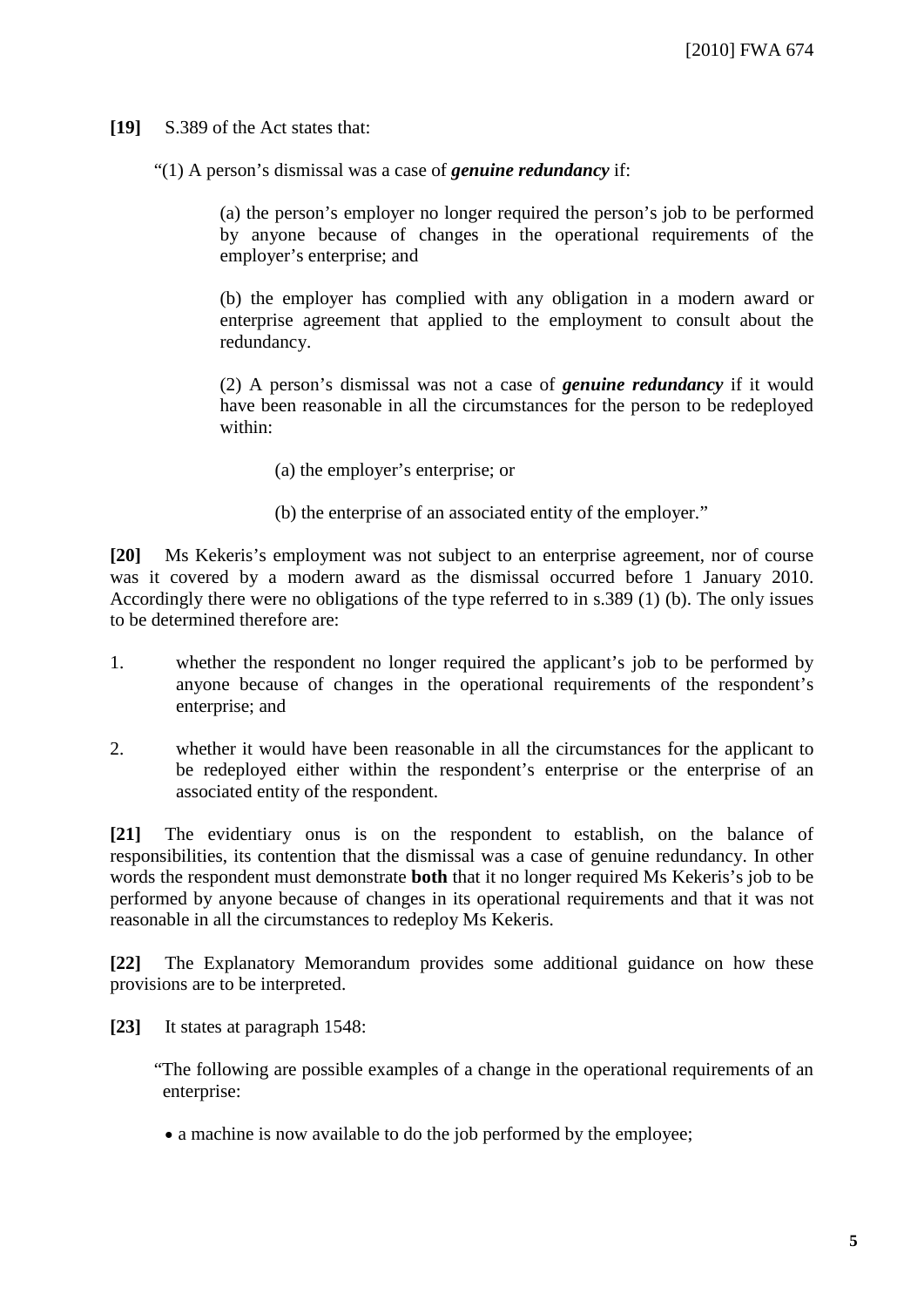**[19]** S.389 of the Act states that:

> "(1) A person's dismissal was a case of ***genuine redundancy*** if:
>
> > (a) the person's employer no longer required the person's job to be performed by anyone because of changes in the operational requirements of the employer's enterprise; and
> >
> > (b) the employer has complied with any obligation in a modern award or enterprise agreement that applied to the employment to consult about the redundancy.
> >
> > (2) A person's dismissal was not a case of ***genuine redundancy*** if it would have been reasonable in all the circumstances for the person to be redeployed within:
> >
> > > (a) the employer's enterprise; or
> > >
> > > (b) the enterprise of an associated entity of the employer."

**[20]** Ms Kekeris's employment was not subject to an enterprise agreement, nor of course was it covered by a modern award as the dismissal occurred before 1 January 2010. Accordingly there were no obligations of the type referred to in s.389 (1) (b). The only issues to be determined therefore are:

1. whether the respondent no longer required the applicant's job to be performed by anyone because of changes in the operational requirements of the respondent's enterprise; and
2. whether it would have been reasonable in all the circumstances for the applicant to be redeployed either within the respondent's enterprise or the enterprise of an associated entity of the respondent.

**[21]** The evidentiary onus is on the respondent to establish, on the balance of responsibilities, its contention that the dismissal was a case of genuine redundancy. In other words the respondent must demonstrate **both** that it no longer required Ms Kekeris's job to be performed by anyone because of changes in its operational requirements and that it was not reasonable in all the circumstances to redeploy Ms Kekeris.

**[22]** The Explanatory Memorandum provides some additional guidance on how these provisions are to be interpreted.

**[23]** It states at paragraph 1548:

> "The following are possible examples of a change in the operational requirements of an enterprise:
>
> - a machine is now available to do the job performed by the employee;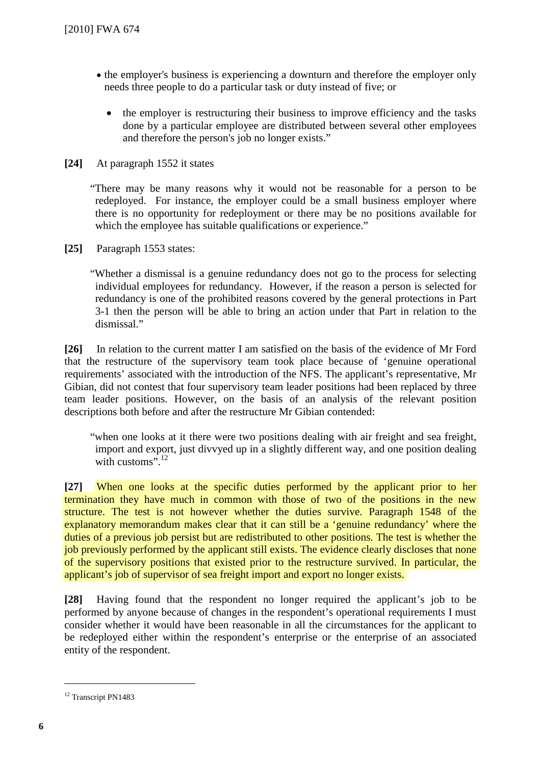- the employer's business is experiencing a downturn and therefore the employer only needs three people to do a particular task or duty instead of five; or

- the employer is restructuring their business to improve efficiency and the tasks done by a particular employee are distributed between several other employees and therefore the person's job no longer exists."

**[24]** At paragraph 1552 it states

> "There may be many reasons why it would not be reasonable for a person to be redeployed. For instance, the employer could be a small business employer where there is no opportunity for redeployment or there may be no positions available for which the employee has suitable qualifications or experience."

**[25]** Paragraph 1553 states:

> "Whether a dismissal is a genuine redundancy does not go to the process for selecting individual employees for redundancy. However, if the reason a person is selected for redundancy is one of the prohibited reasons covered by the general protections in Part 3-1 then the person will be able to bring an action under that Part in relation to the dismissal."

**[26]** In relation to the current matter I am satisfied on the basis of the evidence of Mr Ford that the restructure of the supervisory team took place because of 'genuine operational requirements' associated with the introduction of the NFS. The applicant's representative, Mr Gibian, did not contest that four supervisory team leader positions had been replaced by three team leader positions. However, on the basis of an analysis of the relevant position descriptions both before and after the restructure Mr Gibian contended:

> "when one looks at it there were two positions dealing with air freight and sea freight, import and export, just divvyed up in a slightly different way, and one position dealing with customs".[12]

**[27]** When one looks at the specific duties performed by the applicant prior to her termination they have much in common with those of two of the positions in the new structure. The test is not however whether the duties survive. Paragraph 1548 of the explanatory memorandum makes clear that it can still be a 'genuine redundancy' where the duties of a previous job persist but are redistributed to other positions. The test is whether the job previously performed by the applicant still exists. The evidence clearly discloses that none of the supervisory positions that existed prior to the restructure survived. In particular, the applicant's job of supervisor of sea freight import and export no longer exists.

**[28]** Having found that the respondent no longer required the applicant's job to be performed by anyone because of changes in the respondent's operational requirements I must consider whether it would have been reasonable in all the circumstances for the applicant to be redeployed either within the respondent's enterprise or the enterprise of an associated entity of the respondent.

---

[12] Transcript PN1483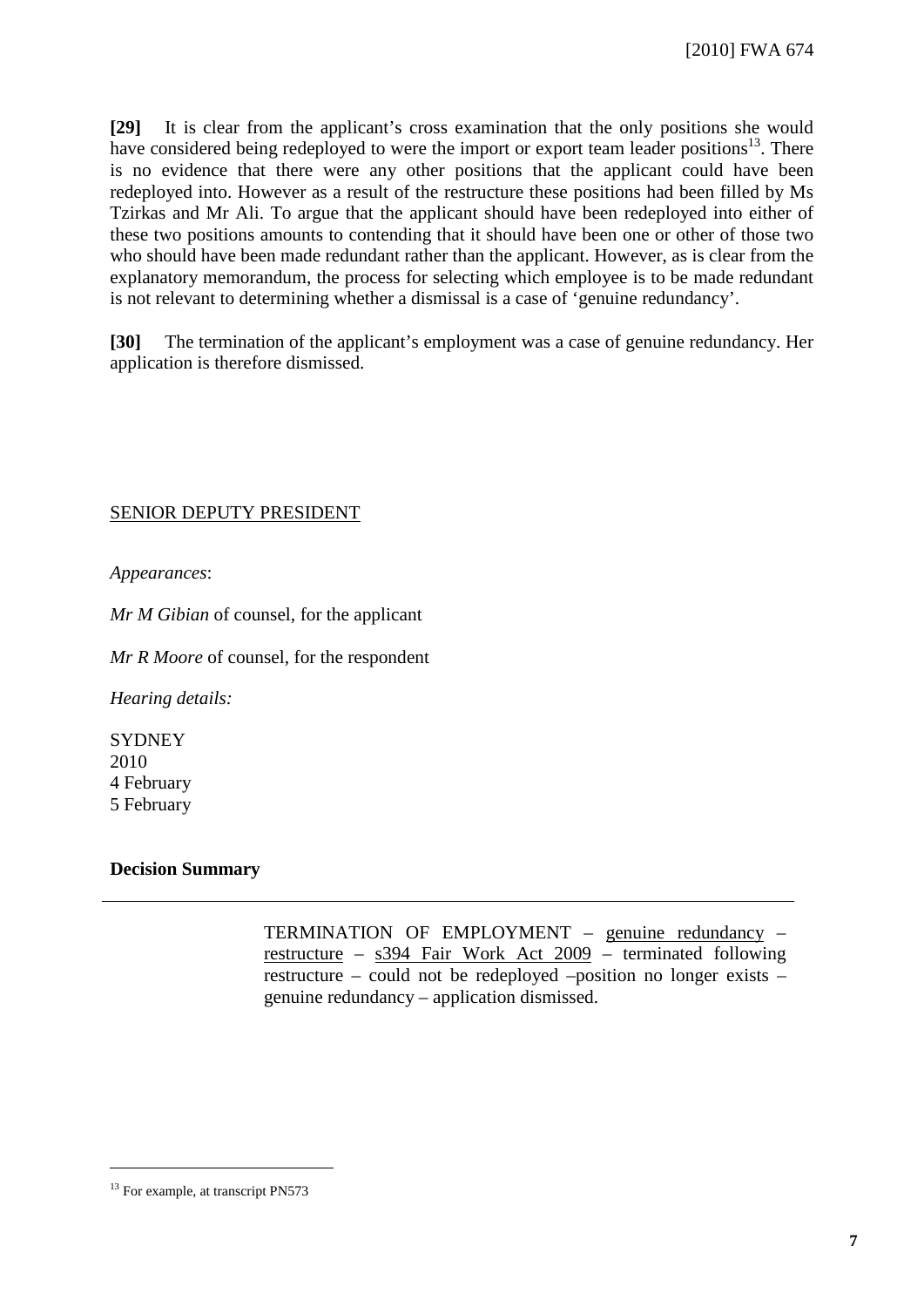**[29]** It is clear from the applicant's cross examination that the only positions she would have considered being redeployed to were the import or export team leader positions[13]. There is no evidence that there were any other positions that the applicant could have been redeployed into. However as a result of the restructure these positions had been filled by Ms Tzirkas and Mr Ali. To argue that the applicant should have been redeployed into either of these two positions amounts to contending that it should have been one or other of those two who should have been made redundant rather than the applicant. However, as is clear from the explanatory memorandum, the process for selecting which employee is to be made redundant is not relevant to determining whether a dismissal is a case of 'genuine redundancy'.

**[30]** The termination of the applicant's employment was a case of genuine redundancy. Her application is therefore dismissed.

SENIOR DEPUTY PRESIDENT

*Appearances*:

*Mr M Gibian* of counsel, for the applicant

*Mr R Moore* of counsel, for the respondent

*Hearing details:*

SYDNEY
2010
4 February
5 February

**Decision Summary**

---

TERMINATION OF EMPLOYMENT – genuine redundancy – restructure – s394 Fair Work Act 2009 – terminated following restructure – could not be redeployed –position no longer exists – genuine redundancy – application dismissed.

---

[13] For example, at transcript PN573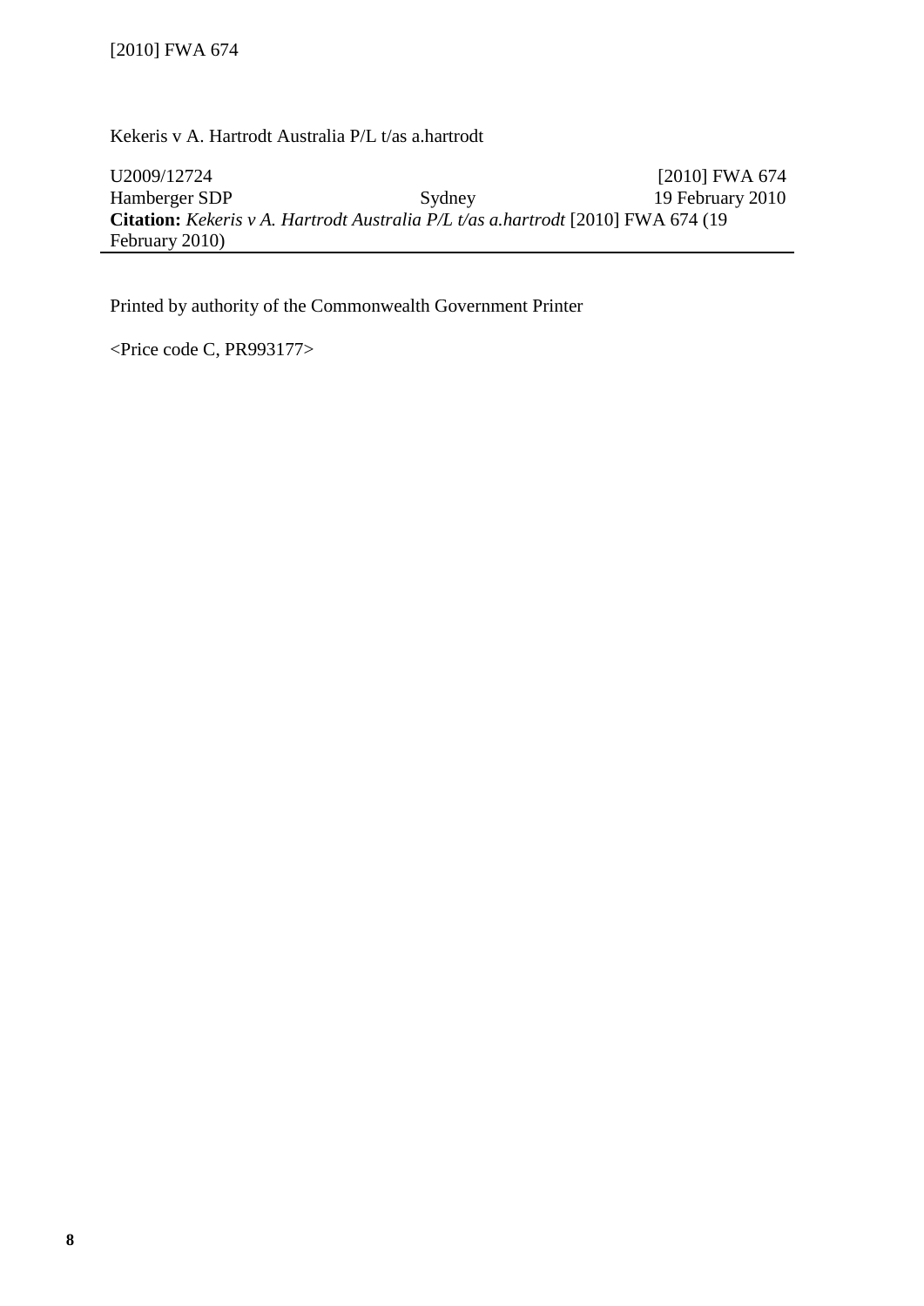Kekeris v A. Hartrodt Australia P/L t/as a.hartrodt

| | | |
|---|---|---|
| U2009/12724 | | [2010] FWA 674 |
| Hamberger SDP | Sydney | 19 February 2010 |

**Citation:** *Kekeris v A. Hartrodt Australia P/L t/as a.hartrodt* [2010] FWA 674 (19 February 2010)

Printed by authority of the Commonwealth Government Printer

<Price code C, PR993177>